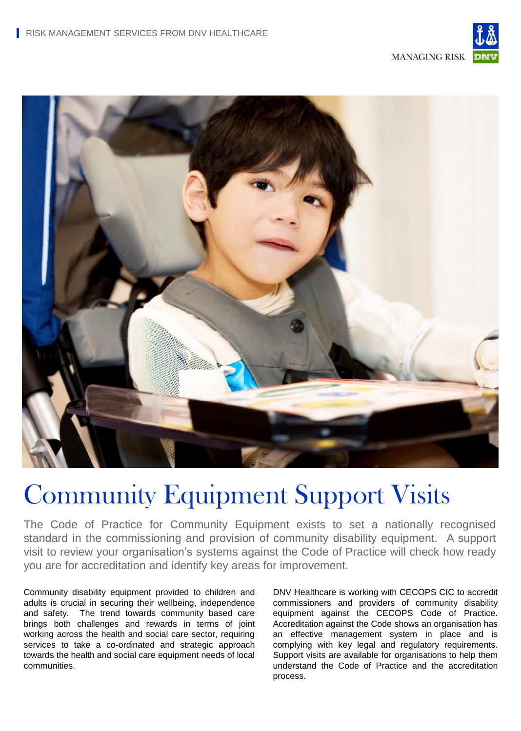# Community Equipment Support Visits

The Code of Practice for Community Equipment exists to set a nationally recognised standard in the commissioning and provision of community disability equipment. A support visit to review your organisation's systems against the Code of Practice will check how ready you are for accreditation and identify key areas for improvement.

Community disability equipment provided to children and adults is crucial in securing their wellbeing, independence and safety. The trend towards community based care brings both challenges and rewards in terms of joint working across the health and social care sector, requiring services to take a co-ordinated and strategic approach towards the health and social care equipment needs of local communities.

DNV Healthcare is working with CECOPS CIC to accredit commissioners and providers of community disability equipment against the CECOPS Code of Practice. Accreditation against the Code shows an organisation has an effective management system in place and is complying with key legal and regulatory requirements. Support visits are available for organisations to help them understand the Code of Practice and the accreditation process.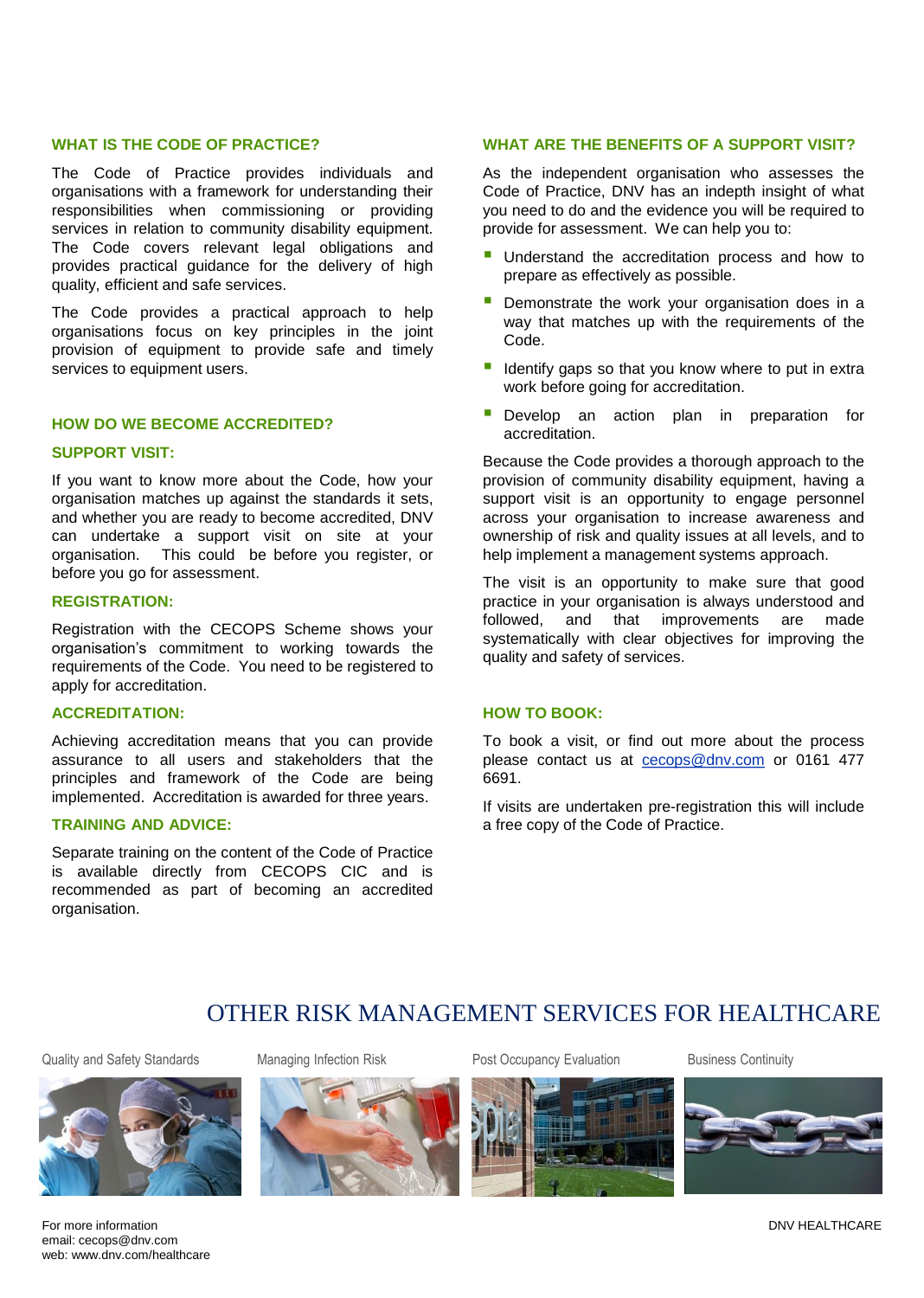## WHAT IS THE CODE OF PRACTICE?

The Code of Practice provides individuals and organisations with a framework for understanding their responsibilities when commissioning or providing services in relation to community disability equipment. The Code covers relevant legal obligations and provides practical guidance for the delivery of high quality, efficient and safe services.

The Code provides a practical approach to help organisations focus on key principles in the joint provision of equipment to provide safe and timely services to equipment users.

## HOW DO WE BECOME ACCREDITED?

### SUPPORT VISIT:

If you want to know more about the Code, how your organisation matches up against the standards it sets, and whether you are ready to become accredited, DNV can undertake a support visit on site at your organisation. This could be before you register, or before you go for assessment.

### REGISTRATION:

Registration with the CECOPS Scheme shows your organisation's commitment to working towards the requirements of the Code. You need to be registered to apply for accreditation.

### ACCREDITATION:

Achieving accreditation means that you can provide assurance to all users and stakeholders that the principles and framework of the Code are being implemented. Accreditation is awarded for three years.

### TRAINING AND ADVICE:

Separate training on the content of the Code of Practice is available directly from CECOPS CIC and is recommended as part of becoming an accredited organisation.

## WHAT ARE THE BENEFITS OF A SUPPORT VISIT?

As the independent organisation who assesses the Code of Practice, DNV has an indepth insight of what you need to do and the evidence you will be required to provide for assessment. We can help you to:

- Understand the accreditation process and how to prepare as effectively as possible.
- Demonstrate the work your organisation does in a way that matches up with the requirements of the Code.
- Identify gaps so that you know where to put in extra work before going for accreditation.
- Develop an action plan in preparation for accreditation.

Because the Code provides a thorough approach to the provision of community disability equipment, having a support visit is an opportunity to engage personnel across your organisation to increase awareness and ownership of risk and quality issues at all levels, and to help implement a management systems approach.

The visit is an opportunity to make sure that good practice in your organisation is always understood and followed, and that improvements are made systematically with clear objectives for improving the quality and safety of services.

## HOW TO BOOK:

To book a visit, or find out more about the process please contact us at cecops@dnv.com or 0161 477 6691.

If visits are undertaken pre-registration this will include a free copy of the Code of Practice.

## OTHER RISK MANAGEMENT SERVICES FOR HEALTHCARE

Quality and Safety Standards

Managing Infection Risk

Post Occupancy Evaluation

Business Continuity

For more information
email: cecops@dnv.com
web: www.dnv.com/healthcare

DNV HEALTHCARE